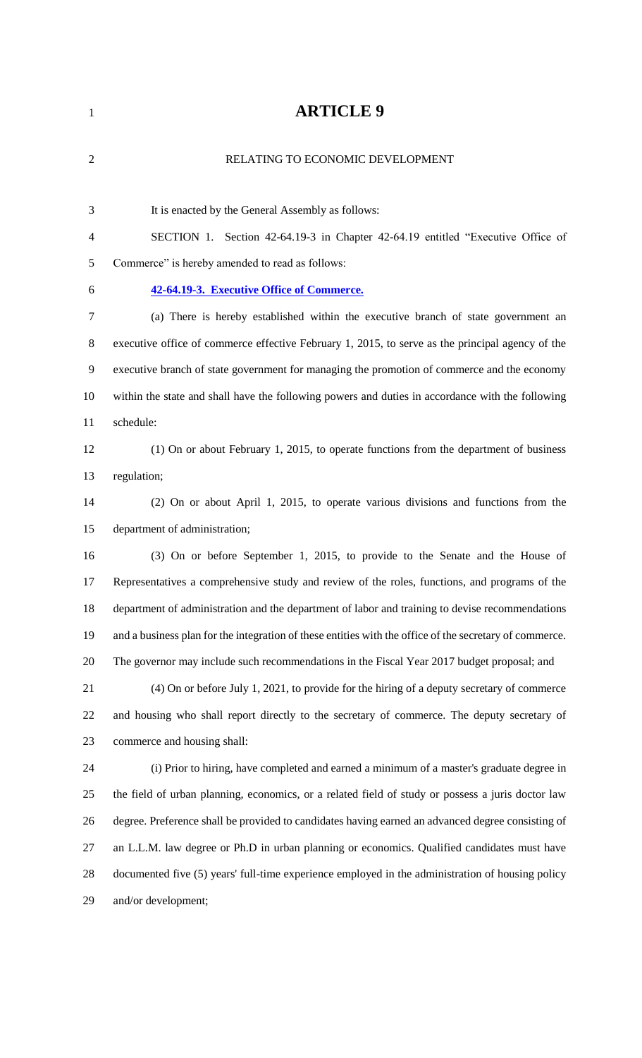# ARTICLE 9

RELATING TO ECONOMIC DEVELOPMENT

It is enacted by the General Assembly as follows:

SECTION 1. Section 42-64.19-3 in Chapter 42-64.19 entitled "Executive Office of Commerce" is hereby amended to read as follows:

**42-64.19-3. Executive Office of Commerce.**

(a) There is hereby established within the executive branch of state government an executive office of commerce effective February 1, 2015, to serve as the principal agency of the executive branch of state government for managing the promotion of commerce and the economy within the state and shall have the following powers and duties in accordance with the following schedule:

(1) On or about February 1, 2015, to operate functions from the department of business regulation;

(2) On or about April 1, 2015, to operate various divisions and functions from the department of administration;

(3) On or before September 1, 2015, to provide to the Senate and the House of Representatives a comprehensive study and review of the roles, functions, and programs of the department of administration and the department of labor and training to devise recommendations and a business plan for the integration of these entities with the office of the secretary of commerce. The governor may include such recommendations in the Fiscal Year 2017 budget proposal; and

(4) On or before July 1, 2021, to provide for the hiring of a deputy secretary of commerce and housing who shall report directly to the secretary of commerce. The deputy secretary of commerce and housing shall:

(i) Prior to hiring, have completed and earned a minimum of a master's graduate degree in the field of urban planning, economics, or a related field of study or possess a juris doctor law degree. Preference shall be provided to candidates having earned an advanced degree consisting of an L.L.M. law degree or Ph.D in urban planning or economics. Qualified candidates must have documented five (5) years' full-time experience employed in the administration of housing policy and/or development;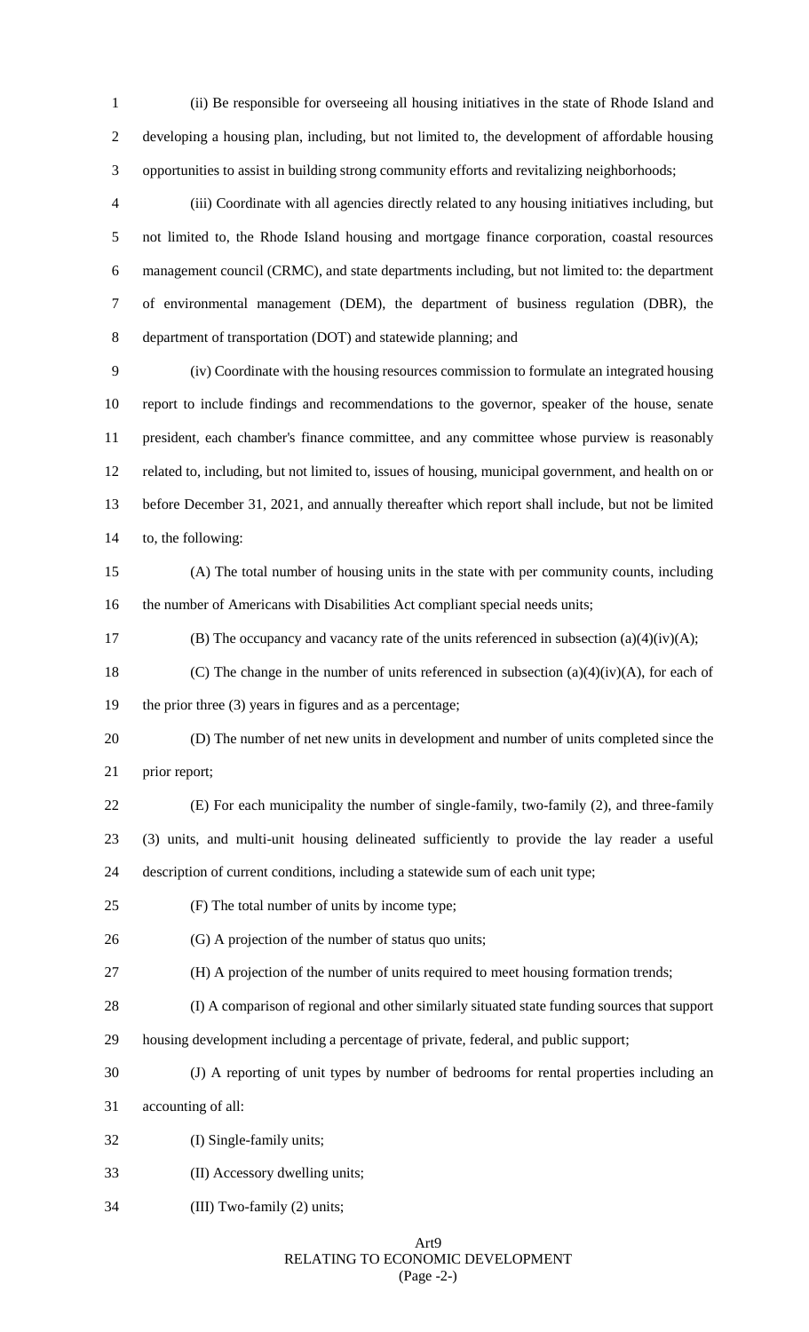(ii) Be responsible for overseeing all housing initiatives in the state of Rhode Island and developing a housing plan, including, but not limited to, the development of affordable housing opportunities to assist in building strong community efforts and revitalizing neighborhoods;

(iii) Coordinate with all agencies directly related to any housing initiatives including, but not limited to, the Rhode Island housing and mortgage finance corporation, coastal resources management council (CRMC), and state departments including, but not limited to: the department of environmental management (DEM), the department of business regulation (DBR), the department of transportation (DOT) and statewide planning; and

(iv) Coordinate with the housing resources commission to formulate an integrated housing report to include findings and recommendations to the governor, speaker of the house, senate president, each chamber's finance committee, and any committee whose purview is reasonably related to, including, but not limited to, issues of housing, municipal government, and health on or before December 31, 2021, and annually thereafter which report shall include, but not be limited to, the following:

(A) The total number of housing units in the state with per community counts, including the number of Americans with Disabilities Act compliant special needs units;

(B) The occupancy and vacancy rate of the units referenced in subsection (a)(4)(iv)(A);

(C) The change in the number of units referenced in subsection (a)(4)(iv)(A), for each of the prior three (3) years in figures and as a percentage;

(D) The number of net new units in development and number of units completed since the prior report;

(E) For each municipality the number of single-family, two-family (2), and three-family (3) units, and multi-unit housing delineated sufficiently to provide the lay reader a useful description of current conditions, including a statewide sum of each unit type;

(F) The total number of units by income type;

(G) A projection of the number of status quo units;

(H) A projection of the number of units required to meet housing formation trends;

(I) A comparison of regional and other similarly situated state funding sources that support housing development including a percentage of private, federal, and public support;

(J) A reporting of unit types by number of bedrooms for rental properties including an accounting of all:

(I) Single-family units;

(II) Accessory dwelling units;

(III) Two-family (2) units;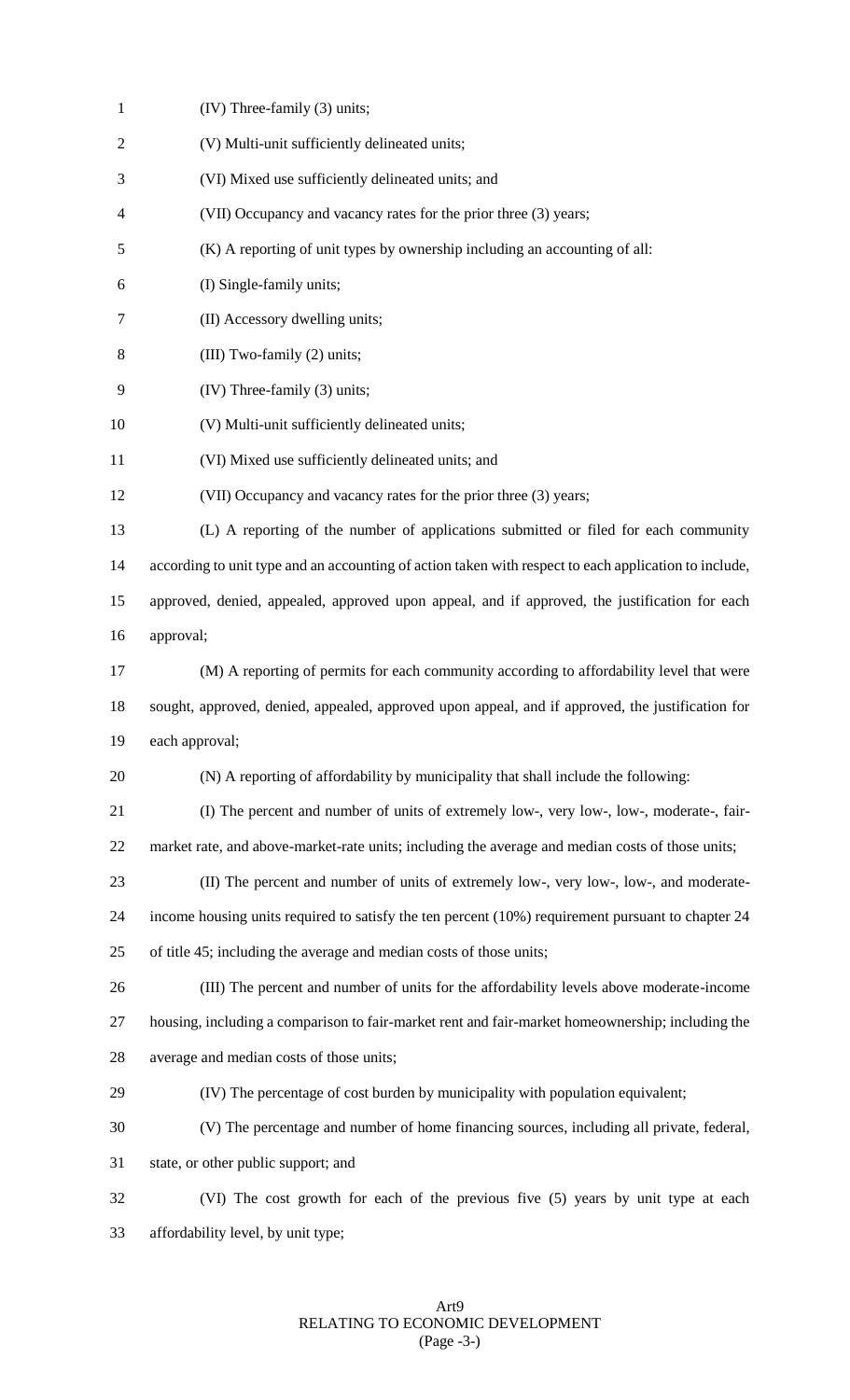(IV) Three-family (3) units;

(V) Multi-unit sufficiently delineated units;

(VI) Mixed use sufficiently delineated units; and

(VII) Occupancy and vacancy rates for the prior three (3) years;

(K) A reporting of unit types by ownership including an accounting of all:

(I) Single-family units;

(II) Accessory dwelling units;

(III) Two-family (2) units;

(IV) Three-family (3) units;

(V) Multi-unit sufficiently delineated units;

(VI) Mixed use sufficiently delineated units; and

(VII) Occupancy and vacancy rates for the prior three (3) years;

(L) A reporting of the number of applications submitted or filed for each community according to unit type and an accounting of action taken with respect to each application to include, approved, denied, appealed, approved upon appeal, and if approved, the justification for each approval;

(M) A reporting of permits for each community according to affordability level that were sought, approved, denied, appealed, approved upon appeal, and if approved, the justification for each approval;

(N) A reporting of affordability by municipality that shall include the following:

(I) The percent and number of units of extremely low-, very low-, low-, moderate-, fair-market rate, and above-market-rate units; including the average and median costs of those units;

(II) The percent and number of units of extremely low-, very low-, low-, and moderate-income housing units required to satisfy the ten percent (10%) requirement pursuant to chapter 24 of title 45; including the average and median costs of those units;

(III) The percent and number of units for the affordability levels above moderate-income housing, including a comparison to fair-market rent and fair-market homeownership; including the average and median costs of those units;

(IV) The percentage of cost burden by municipality with population equivalent;

(V) The percentage and number of home financing sources, including all private, federal, state, or other public support; and

(VI) The cost growth for each of the previous five (5) years by unit type at each affordability level, by unit type;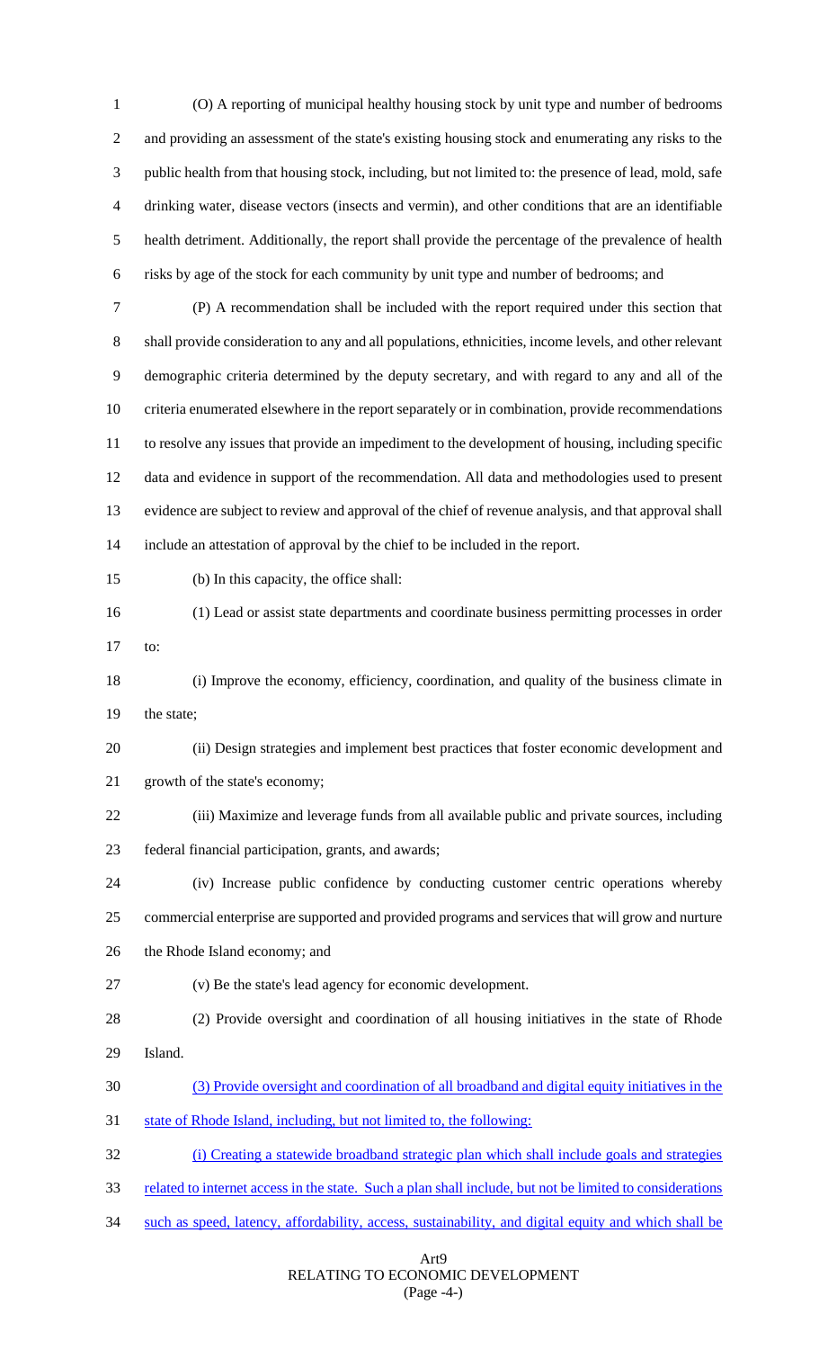(O) A reporting of municipal healthy housing stock by unit type and number of bedrooms and providing an assessment of the state's existing housing stock and enumerating any risks to the public health from that housing stock, including, but not limited to: the presence of lead, mold, safe drinking water, disease vectors (insects and vermin), and other conditions that are an identifiable health detriment. Additionally, the report shall provide the percentage of the prevalence of health risks by age of the stock for each community by unit type and number of bedrooms; and

(P) A recommendation shall be included with the report required under this section that shall provide consideration to any and all populations, ethnicities, income levels, and other relevant demographic criteria determined by the deputy secretary, and with regard to any and all of the criteria enumerated elsewhere in the report separately or in combination, provide recommendations to resolve any issues that provide an impediment to the development of housing, including specific data and evidence in support of the recommendation. All data and methodologies used to present evidence are subject to review and approval of the chief of revenue analysis, and that approval shall include an attestation of approval by the chief to be included in the report.

(b) In this capacity, the office shall:

(1) Lead or assist state departments and coordinate business permitting processes in order to:

(i) Improve the economy, efficiency, coordination, and quality of the business climate in the state;

(ii) Design strategies and implement best practices that foster economic development and growth of the state's economy;

(iii) Maximize and leverage funds from all available public and private sources, including federal financial participation, grants, and awards;

(iv) Increase public confidence by conducting customer centric operations whereby commercial enterprise are supported and provided programs and services that will grow and nurture the Rhode Island economy; and

(v) Be the state's lead agency for economic development.

(2) Provide oversight and coordination of all housing initiatives in the state of Rhode Island.

<u>(3) Provide oversight and coordination of all broadband and digital equity initiatives in the state of Rhode Island, including, but not limited to, the following:</u>

<u>(i) Creating a statewide broadband strategic plan which shall include goals and strategies related to internet access in the state. Such a plan shall include, but not be limited to considerations such as speed, latency, affordability, access, sustainability, and digital equity and which shall be</u>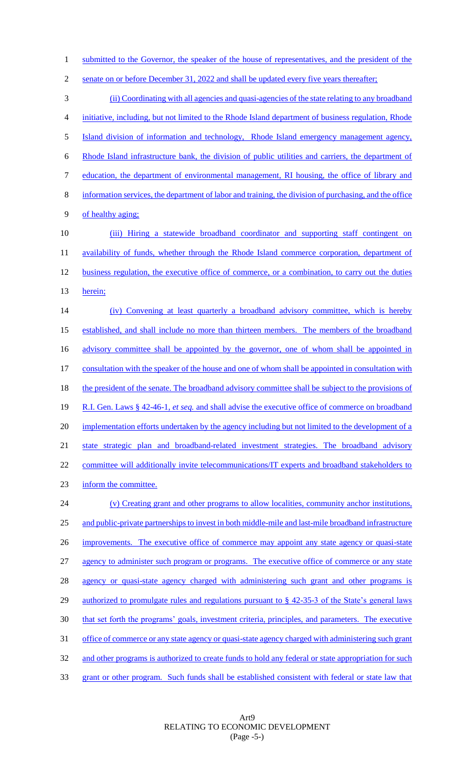submitted to the Governor, the speaker of the house of representatives, and the president of the senate on or before December 31, 2022 and shall be updated every five years thereafter;

(ii) Coordinating with all agencies and quasi-agencies of the state relating to any broadband initiative, including, but not limited to the Rhode Island department of business regulation, Rhode Island division of information and technology, Rhode Island emergency management agency, Rhode Island infrastructure bank, the division of public utilities and carriers, the department of education, the department of environmental management, RI housing, the office of library and information services, the department of labor and training, the division of purchasing, and the office of healthy aging;

(iii) Hiring a statewide broadband coordinator and supporting staff contingent on availability of funds, whether through the Rhode Island commerce corporation, department of business regulation, the executive office of commerce, or a combination, to carry out the duties herein;

(iv) Convening at least quarterly a broadband advisory committee, which is hereby established, and shall include no more than thirteen members. The members of the broadband advisory committee shall be appointed by the governor, one of whom shall be appointed in consultation with the speaker of the house and one of whom shall be appointed in consultation with the president of the senate. The broadband advisory committee shall be subject to the provisions of R.I. Gen. Laws § 42-46-1, *et seq.* and shall advise the executive office of commerce on broadband implementation efforts undertaken by the agency including but not limited to the development of a state strategic plan and broadband-related investment strategies. The broadband advisory committee will additionally invite telecommunications/IT experts and broadband stakeholders to inform the committee.

(v) Creating grant and other programs to allow localities, community anchor institutions, and public-private partnerships to invest in both middle-mile and last-mile broadband infrastructure improvements. The executive office of commerce may appoint any state agency or quasi-state agency to administer such program or programs. The executive office of commerce or any state agency or quasi-state agency charged with administering such grant and other programs is authorized to promulgate rules and regulations pursuant to § 42-35-3 of the State's general laws that set forth the programs' goals, investment criteria, principles, and parameters. The executive office of commerce or any state agency or quasi-state agency charged with administering such grant and other programs is authorized to create funds to hold any federal or state appropriation for such grant or other program. Such funds shall be established consistent with federal or state law that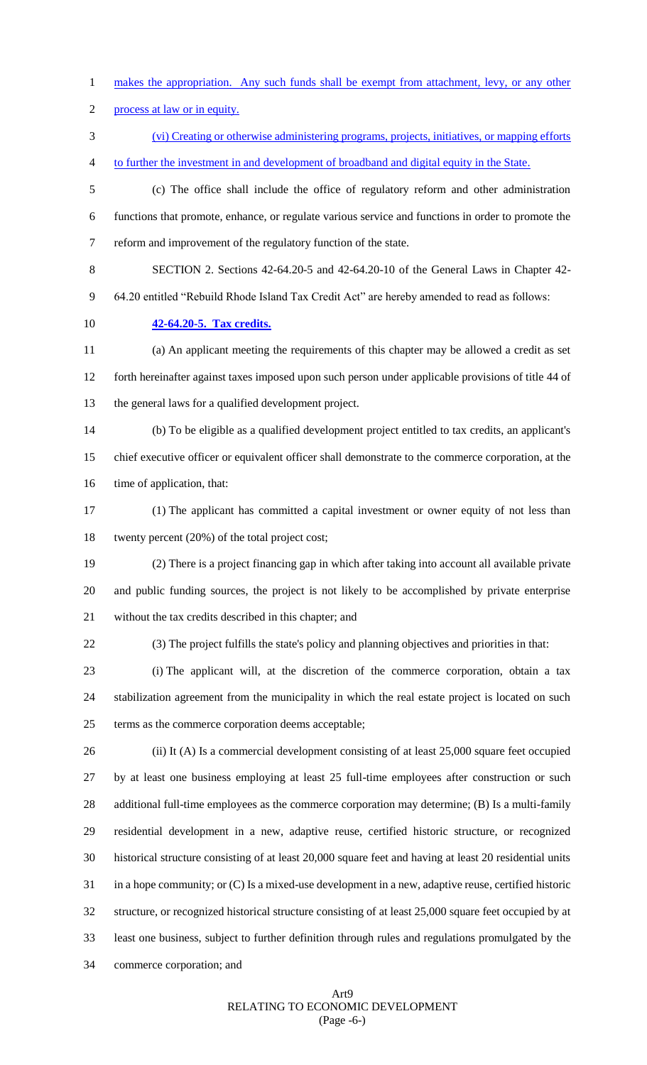makes the appropriation. Any such funds shall be exempt from attachment, levy, or any other process at law or in equity.

(vi) Creating or otherwise administering programs, projects, initiatives, or mapping efforts to further the investment in and development of broadband and digital equity in the State.

(c) The office shall include the office of regulatory reform and other administration functions that promote, enhance, or regulate various service and functions in order to promote the reform and improvement of the regulatory function of the state.

SECTION 2. Sections 42-64.20-5 and 42-64.20-10 of the General Laws in Chapter 42-64.20 entitled "Rebuild Rhode Island Tax Credit Act" are hereby amended to read as follows:

**42-64.20-5. Tax credits.**

(a) An applicant meeting the requirements of this chapter may be allowed a credit as set forth hereinafter against taxes imposed upon such person under applicable provisions of title 44 of the general laws for a qualified development project.

(b) To be eligible as a qualified development project entitled to tax credits, an applicant's chief executive officer or equivalent officer shall demonstrate to the commerce corporation, at the time of application, that:

(1) The applicant has committed a capital investment or owner equity of not less than twenty percent (20%) of the total project cost;

(2) There is a project financing gap in which after taking into account all available private and public funding sources, the project is not likely to be accomplished by private enterprise without the tax credits described in this chapter; and

(3) The project fulfills the state's policy and planning objectives and priorities in that:

(i) The applicant will, at the discretion of the commerce corporation, obtain a tax stabilization agreement from the municipality in which the real estate project is located on such terms as the commerce corporation deems acceptable;

(ii) It (A) Is a commercial development consisting of at least 25,000 square feet occupied by at least one business employing at least 25 full-time employees after construction or such additional full-time employees as the commerce corporation may determine; (B) Is a multi-family residential development in a new, adaptive reuse, certified historic structure, or recognized historical structure consisting of at least 20,000 square feet and having at least 20 residential units in a hope community; or (C) Is a mixed-use development in a new, adaptive reuse, certified historic structure, or recognized historical structure consisting of at least 25,000 square feet occupied by at least one business, subject to further definition through rules and regulations promulgated by the commerce corporation; and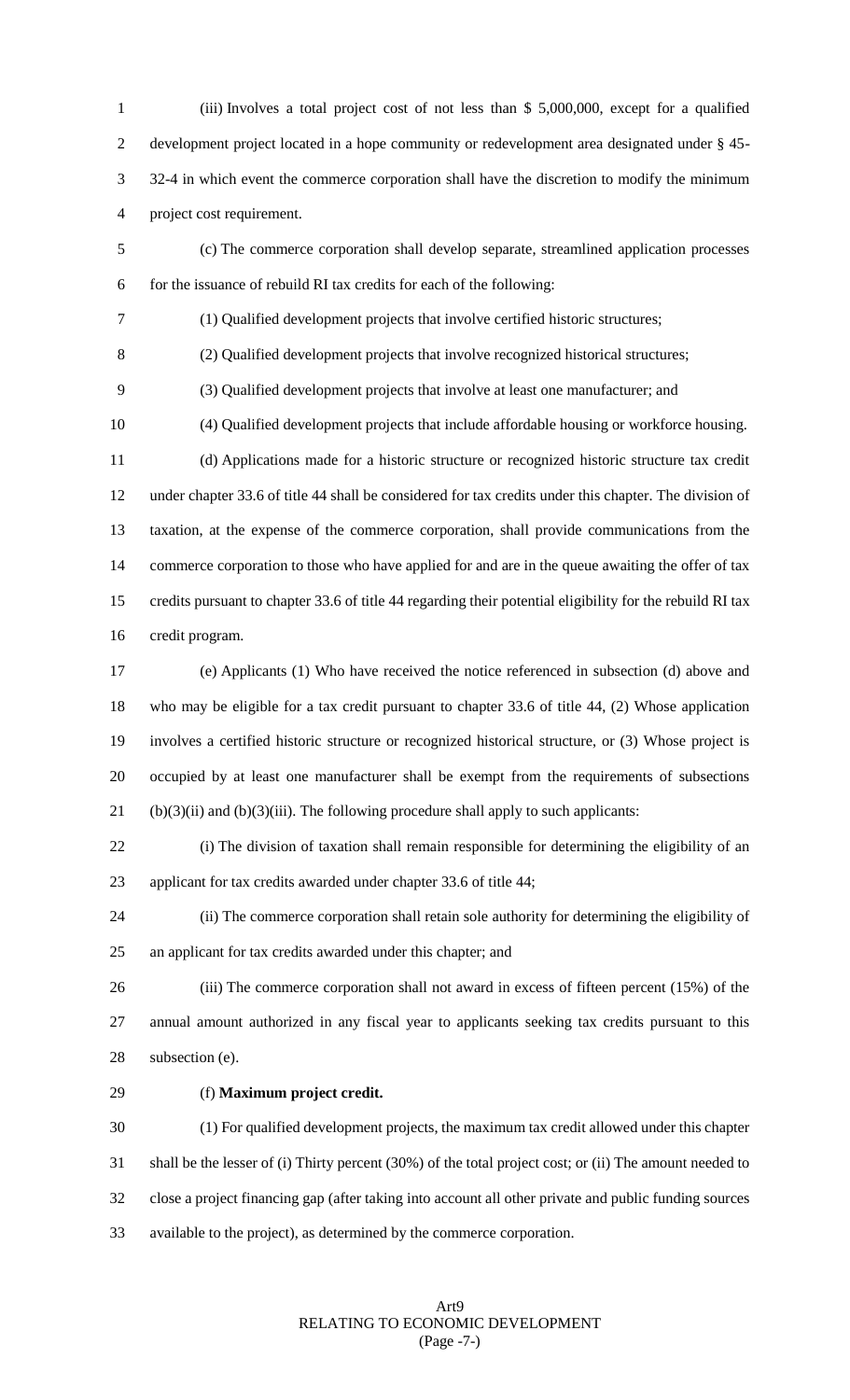(iii) Involves a total project cost of not less than $ 5,000,000, except for a qualified development project located in a hope community or redevelopment area designated under § 45-32-4 in which event the commerce corporation shall have the discretion to modify the minimum project cost requirement.

(c) The commerce corporation shall develop separate, streamlined application processes for the issuance of rebuild RI tax credits for each of the following:

(1) Qualified development projects that involve certified historic structures;

(2) Qualified development projects that involve recognized historical structures;

(3) Qualified development projects that involve at least one manufacturer; and

(4) Qualified development projects that include affordable housing or workforce housing.

(d) Applications made for a historic structure or recognized historic structure tax credit under chapter 33.6 of title 44 shall be considered for tax credits under this chapter. The division of taxation, at the expense of the commerce corporation, shall provide communications from the commerce corporation to those who have applied for and are in the queue awaiting the offer of tax credits pursuant to chapter 33.6 of title 44 regarding their potential eligibility for the rebuild RI tax credit program.

(e) Applicants (1) Who have received the notice referenced in subsection (d) above and who may be eligible for a tax credit pursuant to chapter 33.6 of title 44, (2) Whose application involves a certified historic structure or recognized historical structure, or (3) Whose project is occupied by at least one manufacturer shall be exempt from the requirements of subsections (b)(3)(ii) and (b)(3)(iii). The following procedure shall apply to such applicants:

(i) The division of taxation shall remain responsible for determining the eligibility of an applicant for tax credits awarded under chapter 33.6 of title 44;

(ii) The commerce corporation shall retain sole authority for determining the eligibility of an applicant for tax credits awarded under this chapter; and

(iii) The commerce corporation shall not award in excess of fifteen percent (15%) of the annual amount authorized in any fiscal year to applicants seeking tax credits pursuant to this subsection (e).

(f) **Maximum project credit.**

(1) For qualified development projects, the maximum tax credit allowed under this chapter shall be the lesser of (i) Thirty percent (30%) of the total project cost; or (ii) The amount needed to close a project financing gap (after taking into account all other private and public funding sources available to the project), as determined by the commerce corporation.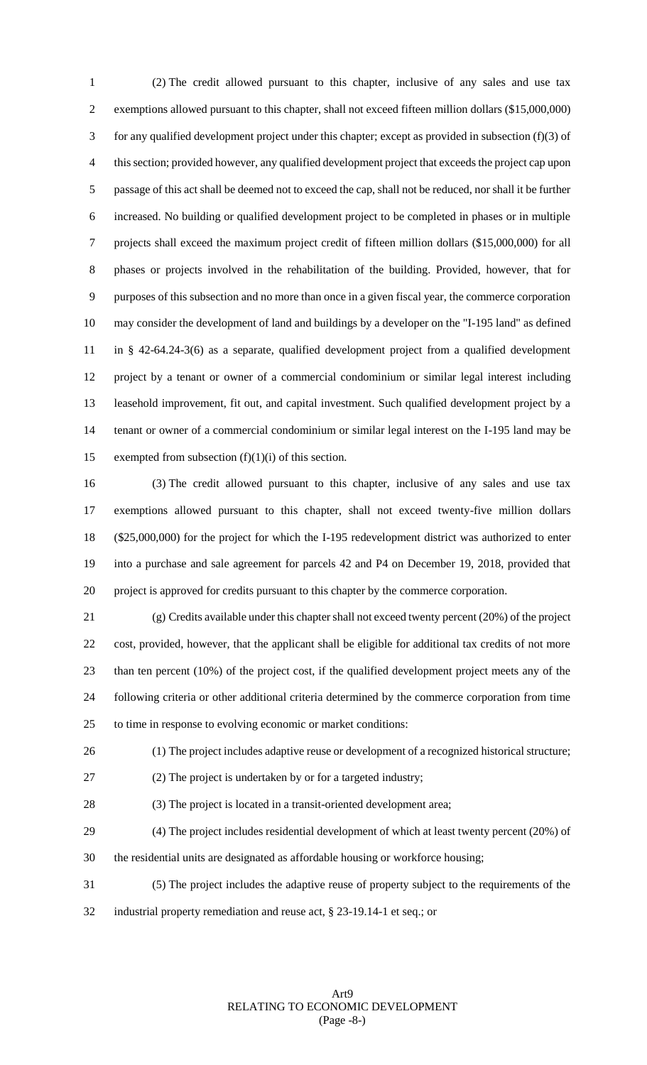(2) The credit allowed pursuant to this chapter, inclusive of any sales and use tax exemptions allowed pursuant to this chapter, shall not exceed fifteen million dollars ($15,000,000) for any qualified development project under this chapter; except as provided in subsection (f)(3) of this section; provided however, any qualified development project that exceeds the project cap upon passage of this act shall be deemed not to exceed the cap, shall not be reduced, nor shall it be further increased. No building or qualified development project to be completed in phases or in multiple projects shall exceed the maximum project credit of fifteen million dollars ($15,000,000) for all phases or projects involved in the rehabilitation of the building. Provided, however, that for purposes of this subsection and no more than once in a given fiscal year, the commerce corporation may consider the development of land and buildings by a developer on the "I-195 land" as defined in § 42-64.24-3(6) as a separate, qualified development project from a qualified development project by a tenant or owner of a commercial condominium or similar legal interest including leasehold improvement, fit out, and capital investment. Such qualified development project by a tenant or owner of a commercial condominium or similar legal interest on the I-195 land may be exempted from subsection (f)(1)(i) of this section.

(3) The credit allowed pursuant to this chapter, inclusive of any sales and use tax exemptions allowed pursuant to this chapter, shall not exceed twenty-five million dollars ($25,000,000) for the project for which the I-195 redevelopment district was authorized to enter into a purchase and sale agreement for parcels 42 and P4 on December 19, 2018, provided that project is approved for credits pursuant to this chapter by the commerce corporation.

(g) Credits available under this chapter shall not exceed twenty percent (20%) of the project cost, provided, however, that the applicant shall be eligible for additional tax credits of not more than ten percent (10%) of the project cost, if the qualified development project meets any of the following criteria or other additional criteria determined by the commerce corporation from time to time in response to evolving economic or market conditions:

(1) The project includes adaptive reuse or development of a recognized historical structure;

(2) The project is undertaken by or for a targeted industry;

(3) The project is located in a transit-oriented development area;

(4) The project includes residential development of which at least twenty percent (20%) of the residential units are designated as affordable housing or workforce housing;

(5) The project includes the adaptive reuse of property subject to the requirements of the industrial property remediation and reuse act, § 23-19.14-1 et seq.; or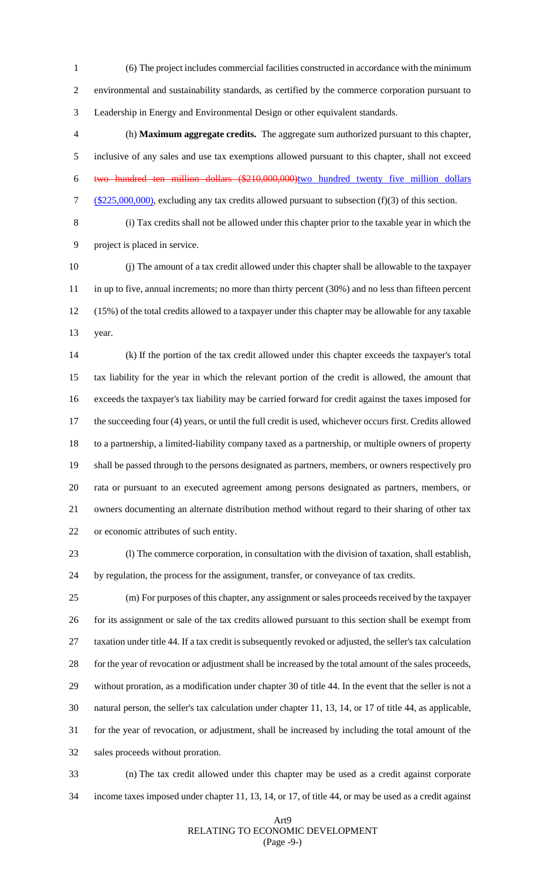(6) The project includes commercial facilities constructed in accordance with the minimum environmental and sustainability standards, as certified by the commerce corporation pursuant to Leadership in Energy and Environmental Design or other equivalent standards.

(h) **Maximum aggregate credits.** The aggregate sum authorized pursuant to this chapter, inclusive of any sales and use tax exemptions allowed pursuant to this chapter, shall not exceed ~~two hundred ten million dollars ($210,000,000)~~two hundred twenty five million dollars ($225,000,000), excluding any tax credits allowed pursuant to subsection (f)(3) of this section.

(i) Tax credits shall not be allowed under this chapter prior to the taxable year in which the project is placed in service.

(j) The amount of a tax credit allowed under this chapter shall be allowable to the taxpayer in up to five, annual increments; no more than thirty percent (30%) and no less than fifteen percent (15%) of the total credits allowed to a taxpayer under this chapter may be allowable for any taxable year.

(k) If the portion of the tax credit allowed under this chapter exceeds the taxpayer's total tax liability for the year in which the relevant portion of the credit is allowed, the amount that exceeds the taxpayer's tax liability may be carried forward for credit against the taxes imposed for the succeeding four (4) years, or until the full credit is used, whichever occurs first. Credits allowed to a partnership, a limited-liability company taxed as a partnership, or multiple owners of property shall be passed through to the persons designated as partners, members, or owners respectively pro rata or pursuant to an executed agreement among persons designated as partners, members, or owners documenting an alternate distribution method without regard to their sharing of other tax or economic attributes of such entity.

(l) The commerce corporation, in consultation with the division of taxation, shall establish, by regulation, the process for the assignment, transfer, or conveyance of tax credits.

(m) For purposes of this chapter, any assignment or sales proceeds received by the taxpayer for its assignment or sale of the tax credits allowed pursuant to this section shall be exempt from taxation under title 44. If a tax credit is subsequently revoked or adjusted, the seller's tax calculation for the year of revocation or adjustment shall be increased by the total amount of the sales proceeds, without proration, as a modification under chapter 30 of title 44. In the event that the seller is not a natural person, the seller's tax calculation under chapter 11, 13, 14, or 17 of title 44, as applicable, for the year of revocation, or adjustment, shall be increased by including the total amount of the sales proceeds without proration.

(n) The tax credit allowed under this chapter may be used as a credit against corporate income taxes imposed under chapter 11, 13, 14, or 17, of title 44, or may be used as a credit against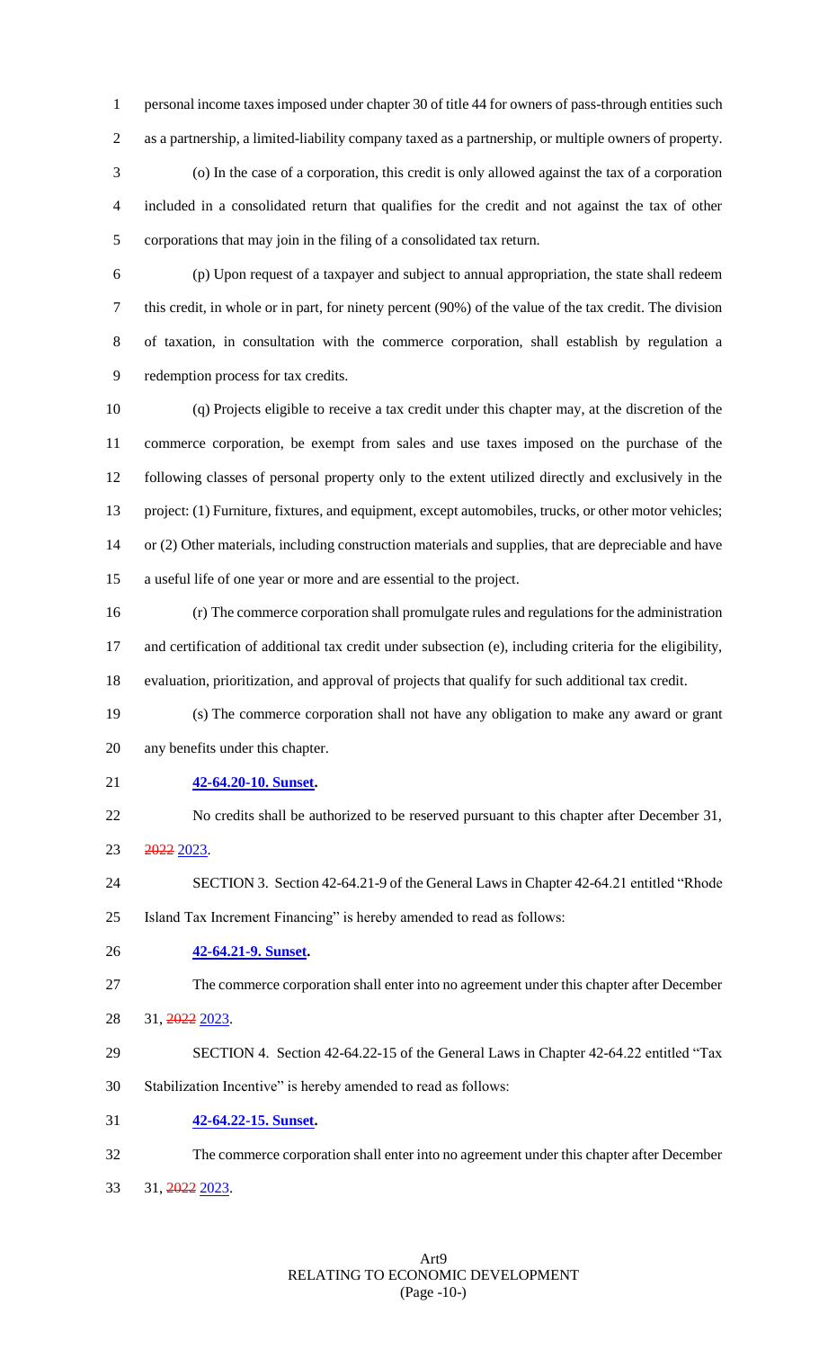personal income taxes imposed under chapter 30 of title 44 for owners of pass-through entities such as a partnership, a limited-liability company taxed as a partnership, or multiple owners of property.

(o) In the case of a corporation, this credit is only allowed against the tax of a corporation included in a consolidated return that qualifies for the credit and not against the tax of other corporations that may join in the filing of a consolidated tax return.

(p) Upon request of a taxpayer and subject to annual appropriation, the state shall redeem this credit, in whole or in part, for ninety percent (90%) of the value of the tax credit. The division of taxation, in consultation with the commerce corporation, shall establish by regulation a redemption process for tax credits.

(q) Projects eligible to receive a tax credit under this chapter may, at the discretion of the commerce corporation, be exempt from sales and use taxes imposed on the purchase of the following classes of personal property only to the extent utilized directly and exclusively in the project: (1) Furniture, fixtures, and equipment, except automobiles, trucks, or other motor vehicles; or (2) Other materials, including construction materials and supplies, that are depreciable and have a useful life of one year or more and are essential to the project.

(r) The commerce corporation shall promulgate rules and regulations for the administration and certification of additional tax credit under subsection (e), including criteria for the eligibility, evaluation, prioritization, and approval of projects that qualify for such additional tax credit.

(s) The commerce corporation shall not have any obligation to make any award or grant any benefits under this chapter.

**42-64.20-10. Sunset.**

No credits shall be authorized to be reserved pursuant to this chapter after December 31, ~~2022~~ 2023.

SECTION 3. Section 42-64.21-9 of the General Laws in Chapter 42-64.21 entitled "Rhode Island Tax Increment Financing" is hereby amended to read as follows:

**42-64.21-9. Sunset.**

The commerce corporation shall enter into no agreement under this chapter after December 31, ~~2022~~ 2023.

SECTION 4. Section 42-64.22-15 of the General Laws in Chapter 42-64.22 entitled "Tax Stabilization Incentive" is hereby amended to read as follows:

**42-64.22-15. Sunset.**

The commerce corporation shall enter into no agreement under this chapter after December 31, ~~2022~~ 2023.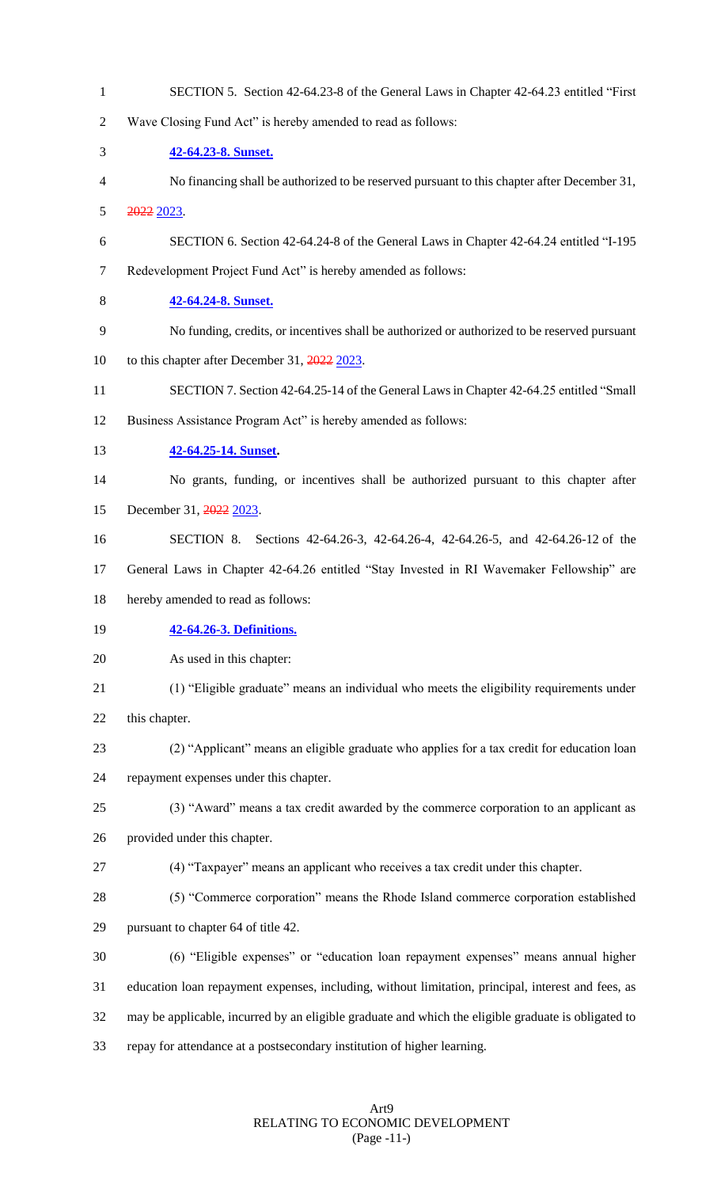SECTION 5. Section 42-64.23-8 of the General Laws in Chapter 42-64.23 entitled "First Wave Closing Fund Act" is hereby amended to read as follows:

**42-64.23-8. Sunset.**

No financing shall be authorized to be reserved pursuant to this chapter after December 31, ~~2022~~ 2023.

SECTION 6. Section 42-64.24-8 of the General Laws in Chapter 42-64.24 entitled "I-195 Redevelopment Project Fund Act" is hereby amended as follows:

**42-64.24-8. Sunset.**

No funding, credits, or incentives shall be authorized or authorized to be reserved pursuant to this chapter after December 31, ~~2022~~ 2023.

SECTION 7. Section 42-64.25-14 of the General Laws in Chapter 42-64.25 entitled "Small Business Assistance Program Act" is hereby amended as follows:

**42-64.25-14. Sunset.**

No grants, funding, or incentives shall be authorized pursuant to this chapter after December 31, ~~2022~~ 2023.

SECTION 8. Sections 42-64.26-3, 42-64.26-4, 42-64.26-5, and 42-64.26-12 of the General Laws in Chapter 42-64.26 entitled "Stay Invested in RI Wavemaker Fellowship" are hereby amended to read as follows:

**42-64.26-3. Definitions.**

As used in this chapter:

(1) "Eligible graduate" means an individual who meets the eligibility requirements under this chapter.

(2) "Applicant" means an eligible graduate who applies for a tax credit for education loan repayment expenses under this chapter.

(3) "Award" means a tax credit awarded by the commerce corporation to an applicant as provided under this chapter.

(4) "Taxpayer" means an applicant who receives a tax credit under this chapter.

(5) "Commerce corporation" means the Rhode Island commerce corporation established pursuant to chapter 64 of title 42.

(6) "Eligible expenses" or "education loan repayment expenses" means annual higher education loan repayment expenses, including, without limitation, principal, interest and fees, as may be applicable, incurred by an eligible graduate and which the eligible graduate is obligated to repay for attendance at a postsecondary institution of higher learning.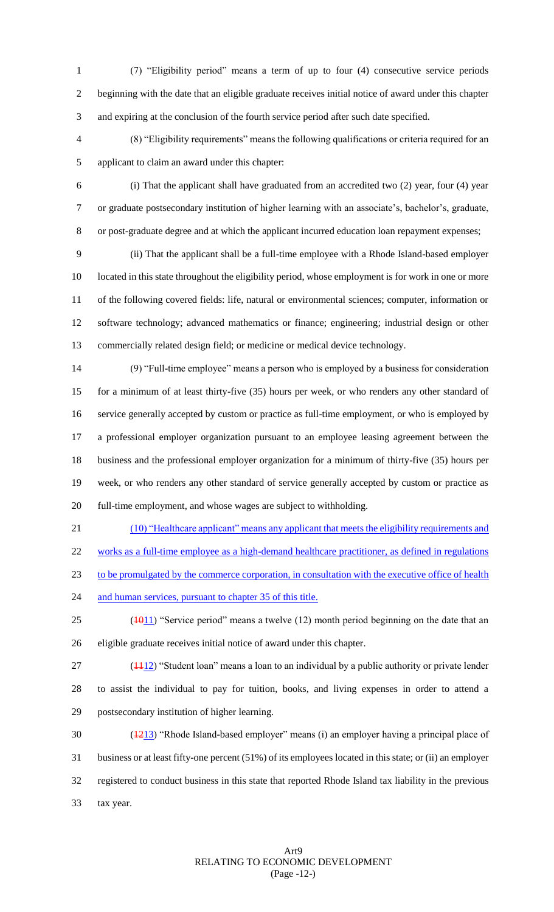(7) "Eligibility period" means a term of up to four (4) consecutive service periods beginning with the date that an eligible graduate receives initial notice of award under this chapter and expiring at the conclusion of the fourth service period after such date specified.

(8) "Eligibility requirements" means the following qualifications or criteria required for an applicant to claim an award under this chapter:

(i) That the applicant shall have graduated from an accredited two (2) year, four (4) year or graduate postsecondary institution of higher learning with an associate's, bachelor's, graduate, or post-graduate degree and at which the applicant incurred education loan repayment expenses;

(ii) That the applicant shall be a full-time employee with a Rhode Island-based employer located in this state throughout the eligibility period, whose employment is for work in one or more of the following covered fields: life, natural or environmental sciences; computer, information or software technology; advanced mathematics or finance; engineering; industrial design or other commercially related design field; or medicine or medical device technology.

(9) "Full-time employee" means a person who is employed by a business for consideration for a minimum of at least thirty-five (35) hours per week, or who renders any other standard of service generally accepted by custom or practice as full-time employment, or who is employed by a professional employer organization pursuant to an employee leasing agreement between the business and the professional employer organization for a minimum of thirty-five (35) hours per week, or who renders any other standard of service generally accepted by custom or practice as full-time employment, and whose wages are subject to withholding.

(10) "Healthcare applicant" means any applicant that meets the eligibility requirements and works as a full-time employee as a high-demand healthcare practitioner, as defined in regulations to be promulgated by the commerce corporation, in consultation with the executive office of health and human services, pursuant to chapter 35 of this title.

(~~10~~11) "Service period" means a twelve (12) month period beginning on the date that an eligible graduate receives initial notice of award under this chapter.

(~~11~~12) "Student loan" means a loan to an individual by a public authority or private lender to assist the individual to pay for tuition, books, and living expenses in order to attend a postsecondary institution of higher learning.

(~~12~~13) "Rhode Island-based employer" means (i) an employer having a principal place of business or at least fifty-one percent (51%) of its employees located in this state; or (ii) an employer registered to conduct business in this state that reported Rhode Island tax liability in the previous tax year.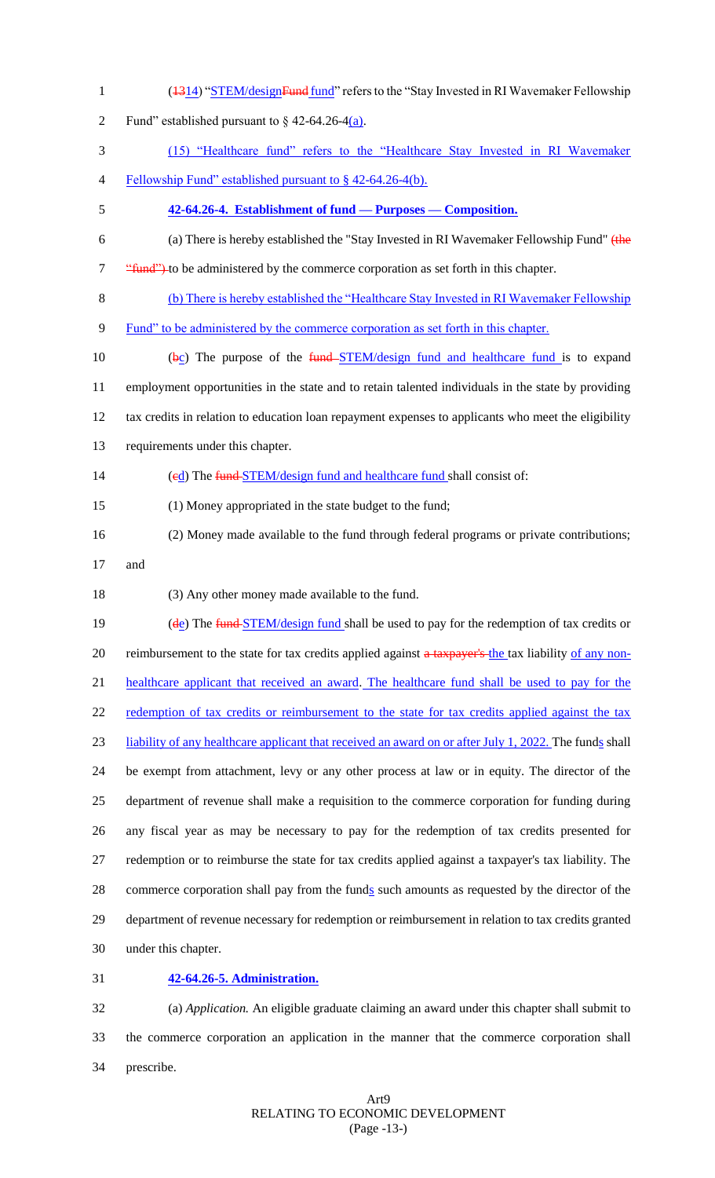(1314) "STEM/designFund fund" refers to the "Stay Invested in RI Wavemaker Fellowship Fund" established pursuant to § 42-64.26-4(a).

(15) "Healthcare fund" refers to the "Healthcare Stay Invested in RI Wavemaker Fellowship Fund" established pursuant to § 42-64.26-4(b).

**42-64.26-4. Establishment of fund — Purposes — Composition.**

(a) There is hereby established the "Stay Invested in RI Wavemaker Fellowship Fund" (the "fund") to be administered by the commerce corporation as set forth in this chapter.

(b) There is hereby established the "Healthcare Stay Invested in RI Wavemaker Fellowship Fund" to be administered by the commerce corporation as set forth in this chapter.

(bc) The purpose of the fund STEM/design fund and healthcare fund is to expand employment opportunities in the state and to retain talented individuals in the state by providing tax credits in relation to education loan repayment expenses to applicants who meet the eligibility requirements under this chapter.

(cd) The fund STEM/design fund and healthcare fund shall consist of:

(1) Money appropriated in the state budget to the fund;

(2) Money made available to the fund through federal programs or private contributions; and

(3) Any other money made available to the fund.

(de) The fund STEM/design fund shall be used to pay for the redemption of tax credits or reimbursement to the state for tax credits applied against a taxpayer's the tax liability of any non-healthcare applicant that received an award. The healthcare fund shall be used to pay for the redemption of tax credits or reimbursement to the state for tax credits applied against the tax liability of any healthcare applicant that received an award on or after July 1, 2022. The funds shall be exempt from attachment, levy or any other process at law or in equity. The director of the department of revenue shall make a requisition to the commerce corporation for funding during any fiscal year as may be necessary to pay for the redemption of tax credits presented for redemption or to reimburse the state for tax credits applied against a taxpayer's tax liability. The commerce corporation shall pay from the funds such amounts as requested by the director of the department of revenue necessary for redemption or reimbursement in relation to tax credits granted under this chapter.

**42-64.26-5. Administration.**

(a) *Application.* An eligible graduate claiming an award under this chapter shall submit to the commerce corporation an application in the manner that the commerce corporation shall prescribe.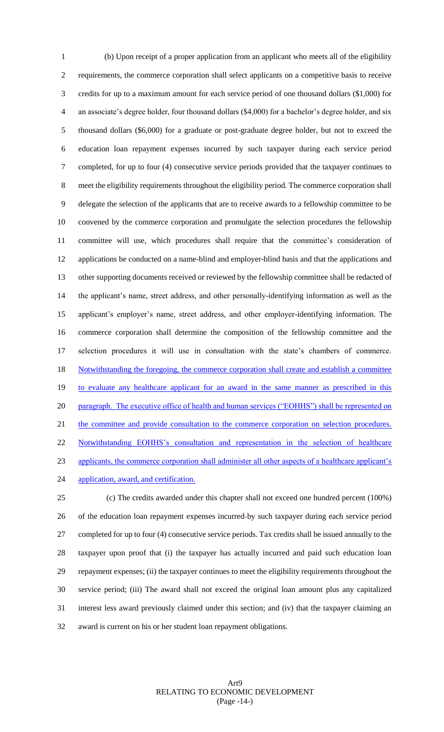(b) Upon receipt of a proper application from an applicant who meets all of the eligibility requirements, the commerce corporation shall select applicants on a competitive basis to receive credits for up to a maximum amount for each service period of one thousand dollars ($1,000) for an associate's degree holder, four thousand dollars ($4,000) for a bachelor's degree holder, and six thousand dollars ($6,000) for a graduate or post-graduate degree holder, but not to exceed the education loan repayment expenses incurred by such taxpayer during each service period completed, for up to four (4) consecutive service periods provided that the taxpayer continues to meet the eligibility requirements throughout the eligibility period. The commerce corporation shall delegate the selection of the applicants that are to receive awards to a fellowship committee to be convened by the commerce corporation and promulgate the selection procedures the fellowship committee will use, which procedures shall require that the committee's consideration of applications be conducted on a name-blind and employer-blind basis and that the applications and other supporting documents received or reviewed by the fellowship committee shall be redacted of the applicant's name, street address, and other personally-identifying information as well as the applicant's employer's name, street address, and other employer-identifying information. The commerce corporation shall determine the composition of the fellowship committee and the selection procedures it will use in consultation with the state's chambers of commerce. <u>Notwithstanding the foregoing, the commerce corporation shall create and establish a committee to evaluate any healthcare applicant for an award in the same manner as prescribed in this paragraph. The executive office of health and human services ("EOHHS") shall be represented on the committee and provide consultation to the commerce corporation on selection procedures. Notwithstanding EOHHS's consultation and representation in the selection of healthcare applicants, the commerce corporation shall administer all other aspects of a healthcare applicant's application, award, and certification.</u>

(c) The credits awarded under this chapter shall not exceed one hundred percent (100%) of the education loan repayment expenses incurred by such taxpayer during each service period completed for up to four (4) consecutive service periods. Tax credits shall be issued annually to the taxpayer upon proof that (i) the taxpayer has actually incurred and paid such education loan repayment expenses; (ii) the taxpayer continues to meet the eligibility requirements throughout the service period; (iii) The award shall not exceed the original loan amount plus any capitalized interest less award previously claimed under this section; and (iv) that the taxpayer claiming an award is current on his or her student loan repayment obligations.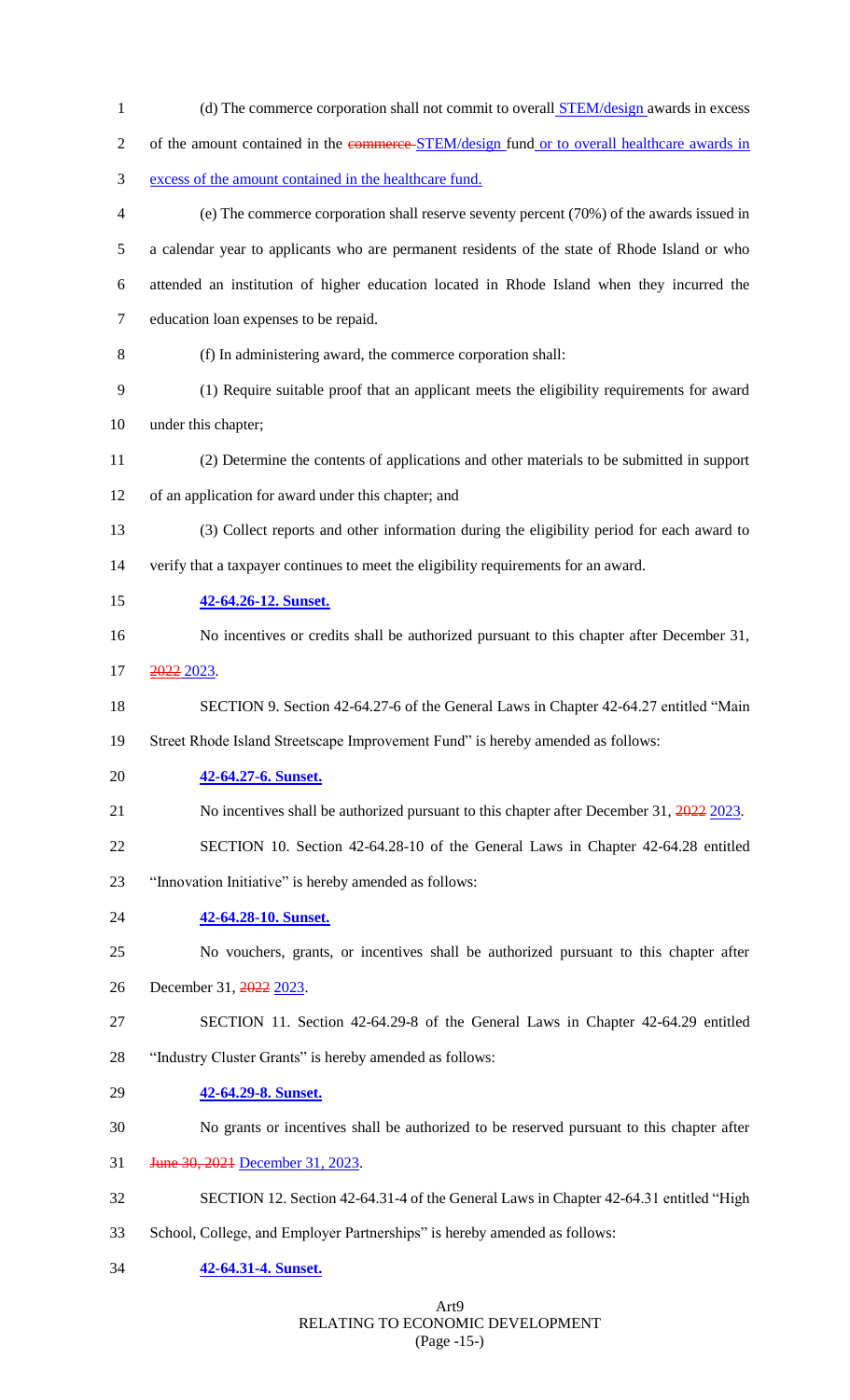(d) The commerce corporation shall not commit to overall STEM/design awards in excess of the amount contained in the ~~commerce~~ STEM/design fund or to overall healthcare awards in excess of the amount contained in the healthcare fund.

(e) The commerce corporation shall reserve seventy percent (70%) of the awards issued in a calendar year to applicants who are permanent residents of the state of Rhode Island or who attended an institution of higher education located in Rhode Island when they incurred the education loan expenses to be repaid.

(f) In administering award, the commerce corporation shall:

(1) Require suitable proof that an applicant meets the eligibility requirements for award under this chapter;

(2) Determine the contents of applications and other materials to be submitted in support of an application for award under this chapter; and

(3) Collect reports and other information during the eligibility period for each award to verify that a taxpayer continues to meet the eligibility requirements for an award.

**42-64.26-12. Sunset.**

No incentives or credits shall be authorized pursuant to this chapter after December 31, ~~2022~~ 2023.

SECTION 9. Section 42-64.27-6 of the General Laws in Chapter 42-64.27 entitled "Main Street Rhode Island Streetscape Improvement Fund" is hereby amended as follows:

**42-64.27-6. Sunset.**

No incentives shall be authorized pursuant to this chapter after December 31, ~~2022~~ 2023.

SECTION 10. Section 42-64.28-10 of the General Laws in Chapter 42-64.28 entitled "Innovation Initiative" is hereby amended as follows:

**42-64.28-10. Sunset.**

No vouchers, grants, or incentives shall be authorized pursuant to this chapter after December 31, ~~2022~~ 2023.

SECTION 11. Section 42-64.29-8 of the General Laws in Chapter 42-64.29 entitled "Industry Cluster Grants" is hereby amended as follows:

**42-64.29-8. Sunset.**

No grants or incentives shall be authorized to be reserved pursuant to this chapter after ~~June 30, 2021~~ December 31, 2023.

SECTION 12. Section 42-64.31-4 of the General Laws in Chapter 42-64.31 entitled "High School, College, and Employer Partnerships" is hereby amended as follows:

**42-64.31-4. Sunset.**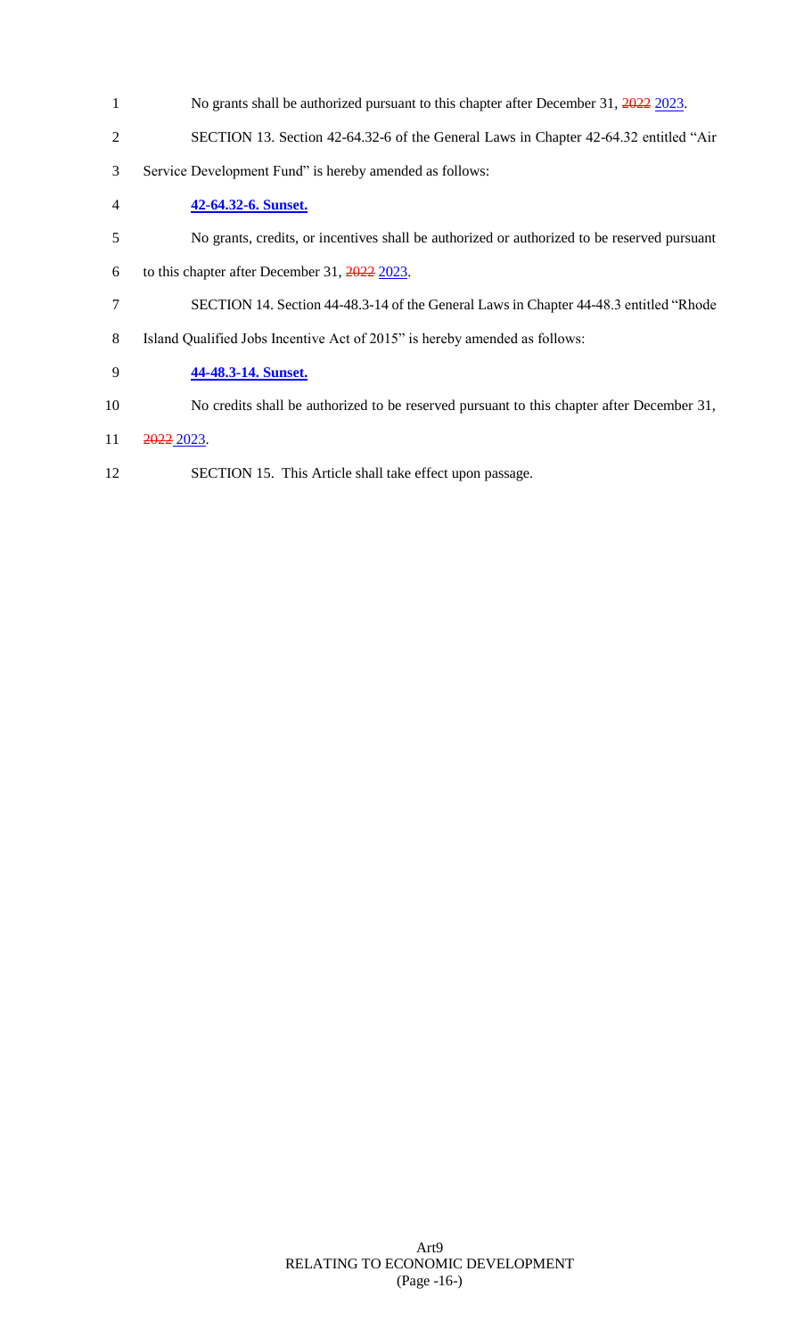No grants shall be authorized pursuant to this chapter after December 31, ~~2022~~ 2023.

SECTION 13. Section 42-64.32-6 of the General Laws in Chapter 42-64.32 entitled "Air Service Development Fund" is hereby amended as follows:

**42-64.32-6. Sunset.**

No grants, credits, or incentives shall be authorized or authorized to be reserved pursuant to this chapter after December 31, ~~2022~~ 2023.

SECTION 14. Section 44-48.3-14 of the General Laws in Chapter 44-48.3 entitled "Rhode Island Qualified Jobs Incentive Act of 2015" is hereby amended as follows:

**44-48.3-14. Sunset.**

No credits shall be authorized to be reserved pursuant to this chapter after December 31, ~~2022~~ 2023.

SECTION 15. This Article shall take effect upon passage.